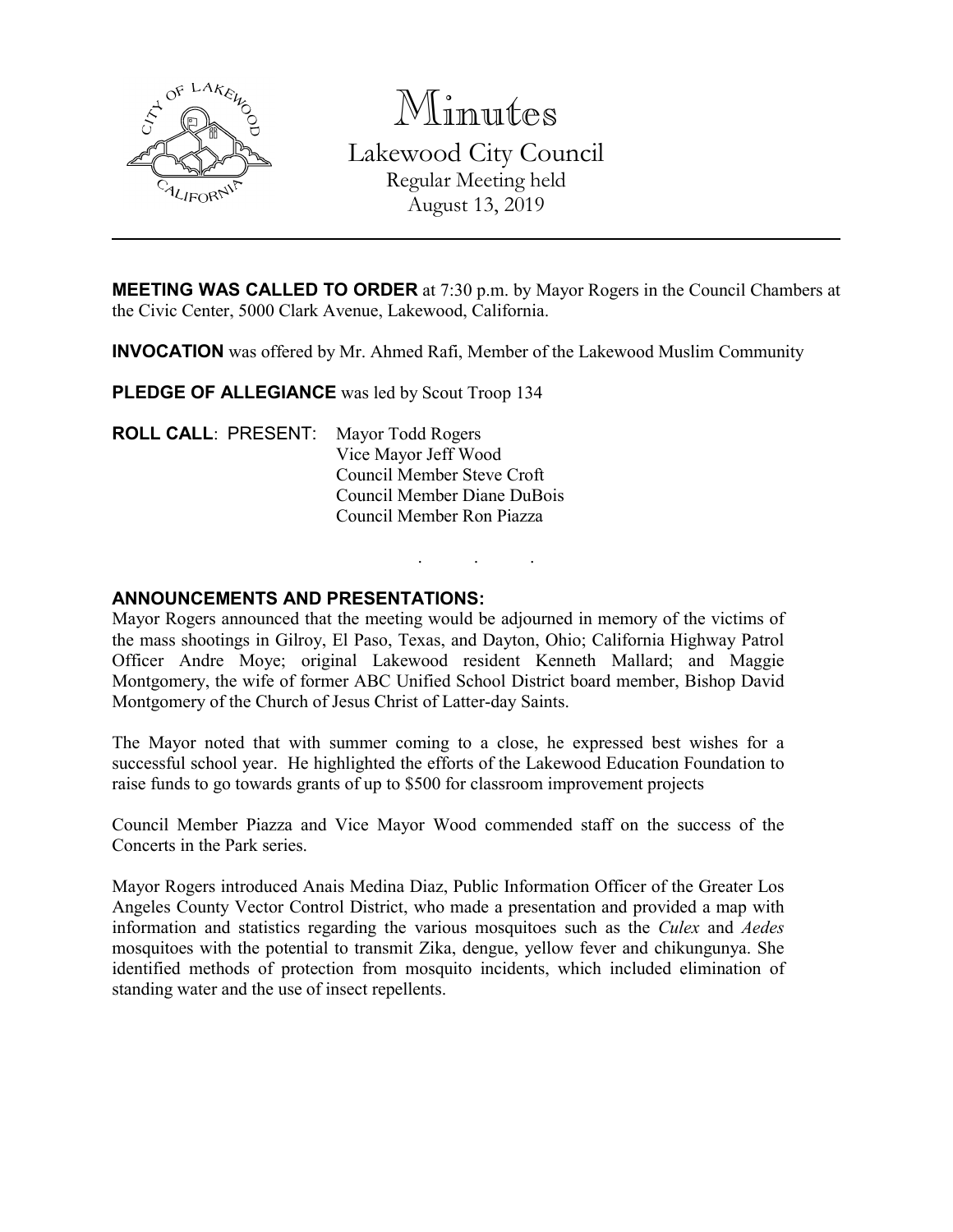# Minutes

## Lakewood City Council

Regular Meeting held
August 13, 2019

---

**MEETING WAS CALLED TO ORDER** at 7:30 p.m. by Mayor Rogers in the Council Chambers at the Civic Center, 5000 Clark Avenue, Lakewood, California.

**INVOCATION** was offered by Mr. Ahmed Rafi, Member of the Lakewood Muslim Community

**PLEDGE OF ALLEGIANCE** was led by Scout Troop 134

**ROLL CALL**: PRESENT: Mayor Todd Rogers
Vice Mayor Jeff Wood
Council Member Steve Croft
Council Member Diane DuBois
Council Member Ron Piazza

. . .

**ANNOUNCEMENTS AND PRESENTATIONS:**

Mayor Rogers announced that the meeting would be adjourned in memory of the victims of the mass shootings in Gilroy, El Paso, Texas, and Dayton, Ohio; California Highway Patrol Officer Andre Moye; original Lakewood resident Kenneth Mallard; and Maggie Montgomery, the wife of former ABC Unified School District board member, Bishop David Montgomery of the Church of Jesus Christ of Latter-day Saints.

The Mayor noted that with summer coming to a close, he expressed best wishes for a successful school year. He highlighted the efforts of the Lakewood Education Foundation to raise funds to go towards grants of up to $500 for classroom improvement projects

Council Member Piazza and Vice Mayor Wood commended staff on the success of the Concerts in the Park series.

Mayor Rogers introduced Anais Medina Diaz, Public Information Officer of the Greater Los Angeles County Vector Control District, who made a presentation and provided a map with information and statistics regarding the various mosquitoes such as the *Culex* and *Aedes* mosquitoes with the potential to transmit Zika, dengue, yellow fever and chikungunya. She identified methods of protection from mosquito incidents, which included elimination of standing water and the use of insect repellents.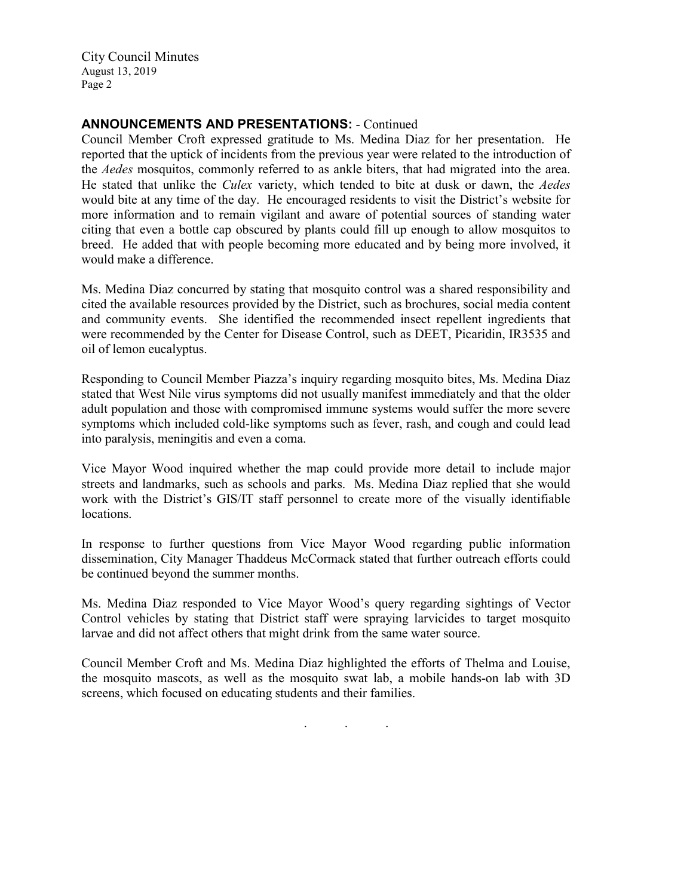## ANNOUNCEMENTS AND PRESENTATIONS: - Continued

Council Member Croft expressed gratitude to Ms. Medina Diaz for her presentation. He reported that the uptick of incidents from the previous year were related to the introduction of the *Aedes* mosquitos, commonly referred to as ankle biters, that had migrated into the area. He stated that unlike the *Culex* variety, which tended to bite at dusk or dawn, the *Aedes* would bite at any time of the day. He encouraged residents to visit the District's website for more information and to remain vigilant and aware of potential sources of standing water citing that even a bottle cap obscured by plants could fill up enough to allow mosquitos to breed. He added that with people becoming more educated and by being more involved, it would make a difference.

Ms. Medina Diaz concurred by stating that mosquito control was a shared responsibility and cited the available resources provided by the District, such as brochures, social media content and community events. She identified the recommended insect repellent ingredients that were recommended by the Center for Disease Control, such as DEET, Picaridin, IR3535 and oil of lemon eucalyptus.

Responding to Council Member Piazza's inquiry regarding mosquito bites, Ms. Medina Diaz stated that West Nile virus symptoms did not usually manifest immediately and that the older adult population and those with compromised immune systems would suffer the more severe symptoms which included cold-like symptoms such as fever, rash, and cough and could lead into paralysis, meningitis and even a coma.

Vice Mayor Wood inquired whether the map could provide more detail to include major streets and landmarks, such as schools and parks. Ms. Medina Diaz replied that she would work with the District's GIS/IT staff personnel to create more of the visually identifiable locations.

In response to further questions from Vice Mayor Wood regarding public information dissemination, City Manager Thaddeus McCormack stated that further outreach efforts could be continued beyond the summer months.

Ms. Medina Diaz responded to Vice Mayor Wood's query regarding sightings of Vector Control vehicles by stating that District staff were spraying larvicides to target mosquito larvae and did not affect others that might drink from the same water source.

Council Member Croft and Ms. Medina Diaz highlighted the efforts of Thelma and Louise, the mosquito mascots, as well as the mosquito swat lab, a mobile hands-on lab with 3D screens, which focused on educating students and their families.

. . .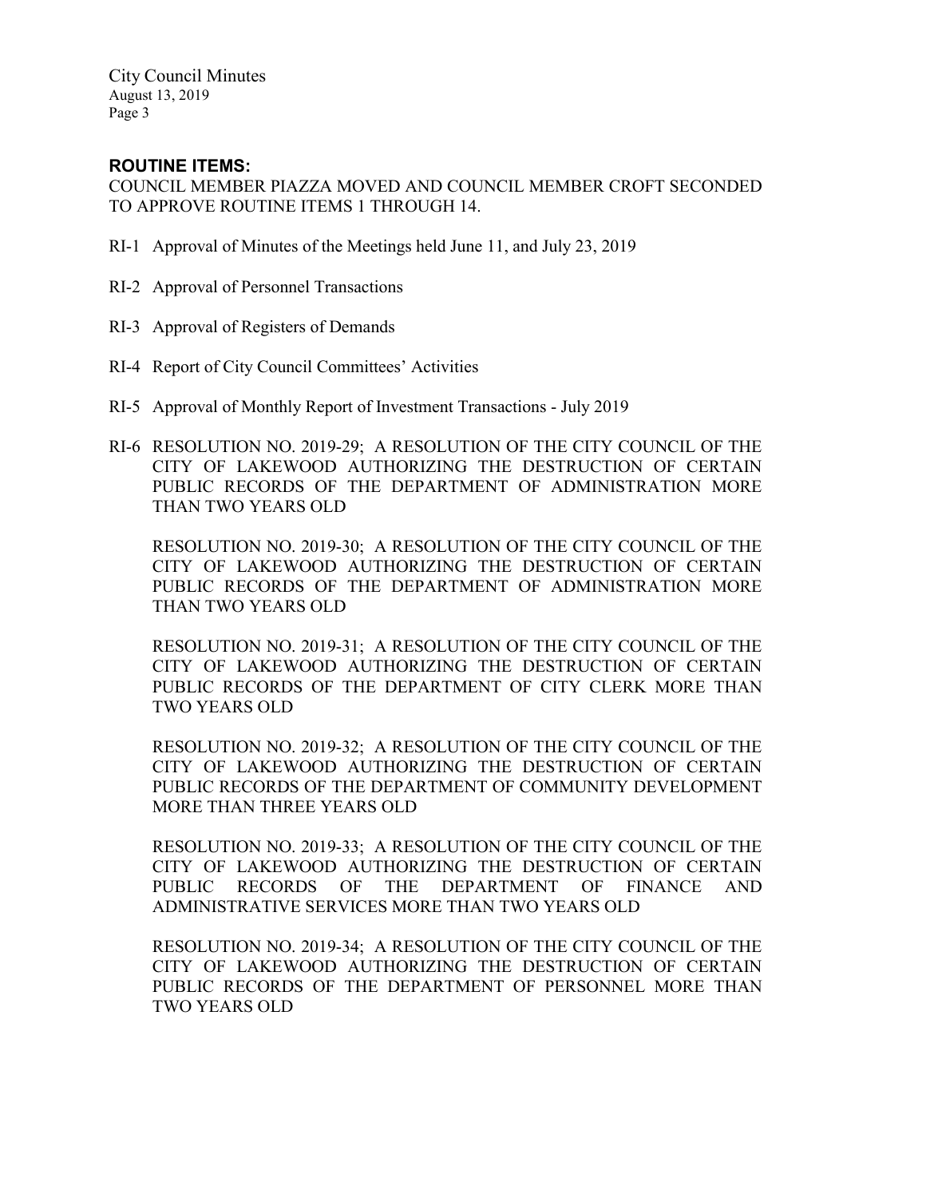## ROUTINE ITEMS:

COUNCIL MEMBER PIAZZA MOVED AND COUNCIL MEMBER CROFT SECONDED TO APPROVE ROUTINE ITEMS 1 THROUGH 14.

RI-1 Approval of Minutes of the Meetings held June 11, and July 23, 2019

RI-2 Approval of Personnel Transactions

RI-3 Approval of Registers of Demands

RI-4 Report of City Council Committees' Activities

RI-5 Approval of Monthly Report of Investment Transactions - July 2019

RI-6 RESOLUTION NO. 2019-29; A RESOLUTION OF THE CITY COUNCIL OF THE CITY OF LAKEWOOD AUTHORIZING THE DESTRUCTION OF CERTAIN PUBLIC RECORDS OF THE DEPARTMENT OF ADMINISTRATION MORE THAN TWO YEARS OLD

RESOLUTION NO. 2019-30; A RESOLUTION OF THE CITY COUNCIL OF THE CITY OF LAKEWOOD AUTHORIZING THE DESTRUCTION OF CERTAIN PUBLIC RECORDS OF THE DEPARTMENT OF ADMINISTRATION MORE THAN TWO YEARS OLD

RESOLUTION NO. 2019-31; A RESOLUTION OF THE CITY COUNCIL OF THE CITY OF LAKEWOOD AUTHORIZING THE DESTRUCTION OF CERTAIN PUBLIC RECORDS OF THE DEPARTMENT OF CITY CLERK MORE THAN TWO YEARS OLD

RESOLUTION NO. 2019-32; A RESOLUTION OF THE CITY COUNCIL OF THE CITY OF LAKEWOOD AUTHORIZING THE DESTRUCTION OF CERTAIN PUBLIC RECORDS OF THE DEPARTMENT OF COMMUNITY DEVELOPMENT MORE THAN THREE YEARS OLD

RESOLUTION NO. 2019-33; A RESOLUTION OF THE CITY COUNCIL OF THE CITY OF LAKEWOOD AUTHORIZING THE DESTRUCTION OF CERTAIN PUBLIC RECORDS OF THE DEPARTMENT OF FINANCE AND ADMINISTRATIVE SERVICES MORE THAN TWO YEARS OLD

RESOLUTION NO. 2019-34; A RESOLUTION OF THE CITY COUNCIL OF THE CITY OF LAKEWOOD AUTHORIZING THE DESTRUCTION OF CERTAIN PUBLIC RECORDS OF THE DEPARTMENT OF PERSONNEL MORE THAN TWO YEARS OLD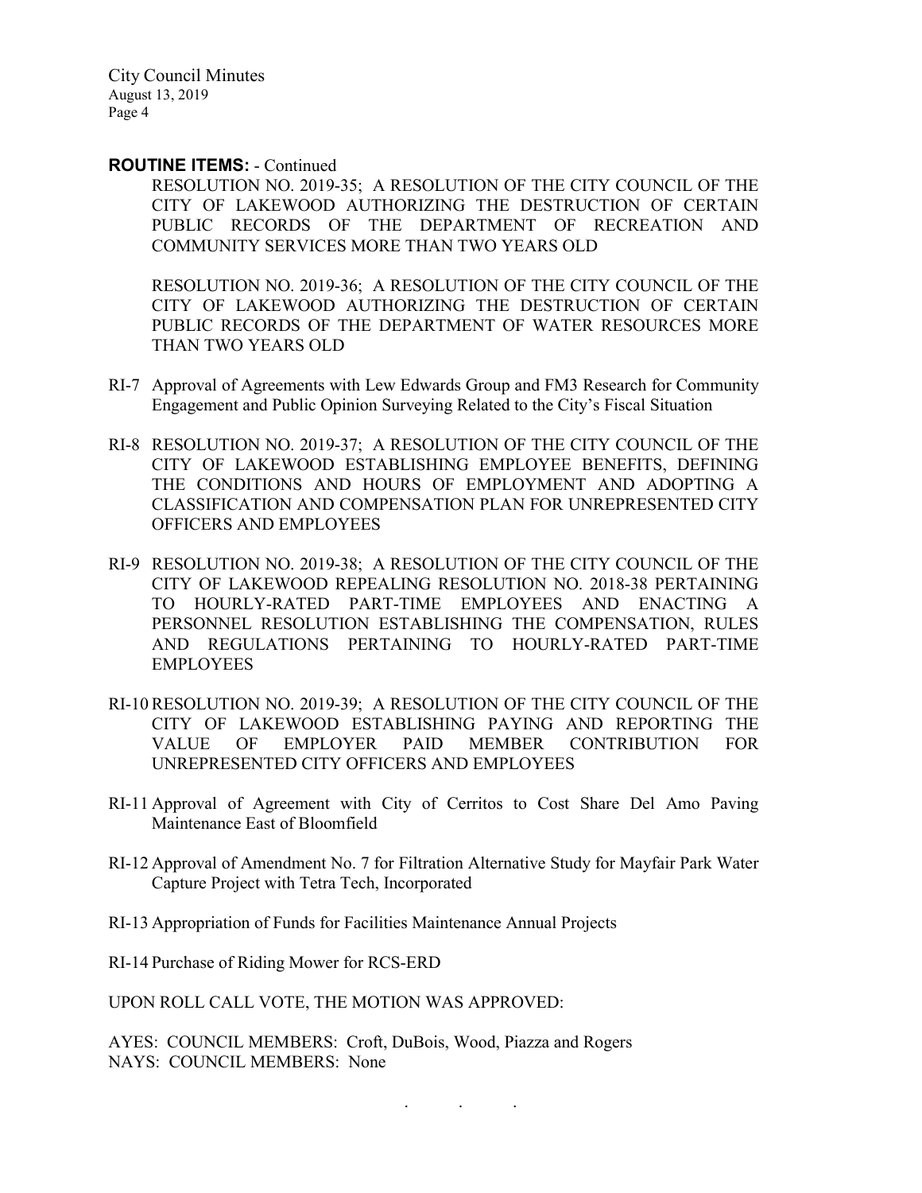**ROUTINE ITEMS:** - Continued

RESOLUTION NO. 2019-35; A RESOLUTION OF THE CITY COUNCIL OF THE CITY OF LAKEWOOD AUTHORIZING THE DESTRUCTION OF CERTAIN PUBLIC RECORDS OF THE DEPARTMENT OF RECREATION AND COMMUNITY SERVICES MORE THAN TWO YEARS OLD

RESOLUTION NO. 2019-36; A RESOLUTION OF THE CITY COUNCIL OF THE CITY OF LAKEWOOD AUTHORIZING THE DESTRUCTION OF CERTAIN PUBLIC RECORDS OF THE DEPARTMENT OF WATER RESOURCES MORE THAN TWO YEARS OLD

RI-7 Approval of Agreements with Lew Edwards Group and FM3 Research for Community Engagement and Public Opinion Surveying Related to the City's Fiscal Situation

RI-8 RESOLUTION NO. 2019-37; A RESOLUTION OF THE CITY COUNCIL OF THE CITY OF LAKEWOOD ESTABLISHING EMPLOYEE BENEFITS, DEFINING THE CONDITIONS AND HOURS OF EMPLOYMENT AND ADOPTING A CLASSIFICATION AND COMPENSATION PLAN FOR UNREPRESENTED CITY OFFICERS AND EMPLOYEES

RI-9 RESOLUTION NO. 2019-38; A RESOLUTION OF THE CITY COUNCIL OF THE CITY OF LAKEWOOD REPEALING RESOLUTION NO. 2018-38 PERTAINING TO HOURLY-RATED PART-TIME EMPLOYEES AND ENACTING A PERSONNEL RESOLUTION ESTABLISHING THE COMPENSATION, RULES AND REGULATIONS PERTAINING TO HOURLY-RATED PART-TIME EMPLOYEES

RI-10 RESOLUTION NO. 2019-39; A RESOLUTION OF THE CITY COUNCIL OF THE CITY OF LAKEWOOD ESTABLISHING PAYING AND REPORTING THE VALUE OF EMPLOYER PAID MEMBER CONTRIBUTION FOR UNREPRESENTED CITY OFFICERS AND EMPLOYEES

RI-11 Approval of Agreement with City of Cerritos to Cost Share Del Amo Paving Maintenance East of Bloomfield

RI-12 Approval of Amendment No. 7 for Filtration Alternative Study for Mayfair Park Water Capture Project with Tetra Tech, Incorporated

RI-13 Appropriation of Funds for Facilities Maintenance Annual Projects

RI-14 Purchase of Riding Mower for RCS-ERD

UPON ROLL CALL VOTE, THE MOTION WAS APPROVED:

AYES: COUNCIL MEMBERS: Croft, DuBois, Wood, Piazza and Rogers
NAYS: COUNCIL MEMBERS: None

. . .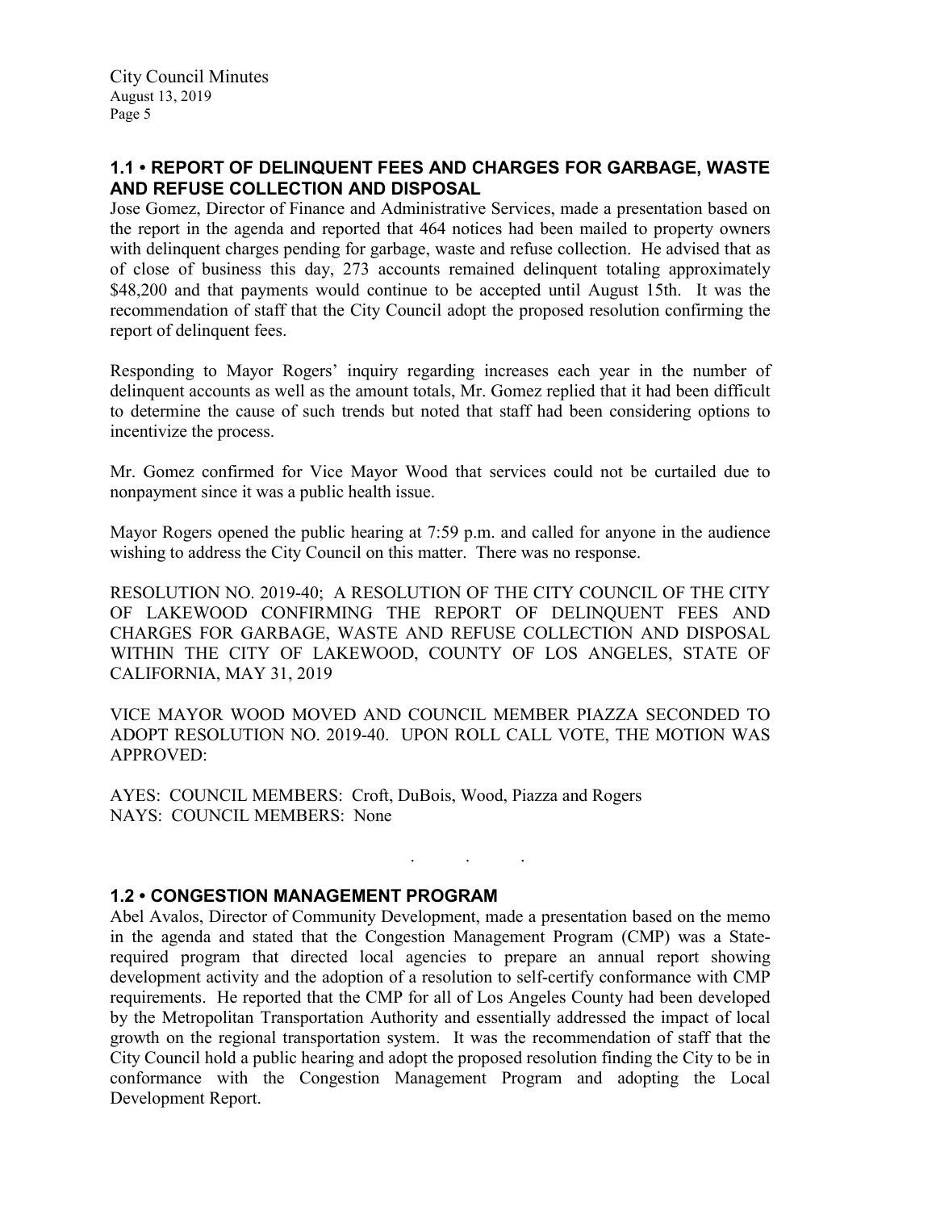## 1.1 • REPORT OF DELINQUENT FEES AND CHARGES FOR GARBAGE, WASTE AND REFUSE COLLECTION AND DISPOSAL

Jose Gomez, Director of Finance and Administrative Services, made a presentation based on the report in the agenda and reported that 464 notices had been mailed to property owners with delinquent charges pending for garbage, waste and refuse collection. He advised that as of close of business this day, 273 accounts remained delinquent totaling approximately $48,200 and that payments would continue to be accepted until August 15th. It was the recommendation of staff that the City Council adopt the proposed resolution confirming the report of delinquent fees.

Responding to Mayor Rogers' inquiry regarding increases each year in the number of delinquent accounts as well as the amount totals, Mr. Gomez replied that it had been difficult to determine the cause of such trends but noted that staff had been considering options to incentivize the process.

Mr. Gomez confirmed for Vice Mayor Wood that services could not be curtailed due to nonpayment since it was a public health issue.

Mayor Rogers opened the public hearing at 7:59 p.m. and called for anyone in the audience wishing to address the City Council on this matter. There was no response.

RESOLUTION NO. 2019-40; A RESOLUTION OF THE CITY COUNCIL OF THE CITY OF LAKEWOOD CONFIRMING THE REPORT OF DELINQUENT FEES AND CHARGES FOR GARBAGE, WASTE AND REFUSE COLLECTION AND DISPOSAL WITHIN THE CITY OF LAKEWOOD, COUNTY OF LOS ANGELES, STATE OF CALIFORNIA, MAY 31, 2019

VICE MAYOR WOOD MOVED AND COUNCIL MEMBER PIAZZA SECONDED TO ADOPT RESOLUTION NO. 2019-40. UPON ROLL CALL VOTE, THE MOTION WAS APPROVED:

AYES: COUNCIL MEMBERS: Croft, DuBois, Wood, Piazza and Rogers
NAYS: COUNCIL MEMBERS: None

. . .

## 1.2 • CONGESTION MANAGEMENT PROGRAM

Abel Avalos, Director of Community Development, made a presentation based on the memo in the agenda and stated that the Congestion Management Program (CMP) was a State-required program that directed local agencies to prepare an annual report showing development activity and the adoption of a resolution to self-certify conformance with CMP requirements. He reported that the CMP for all of Los Angeles County had been developed by the Metropolitan Transportation Authority and essentially addressed the impact of local growth on the regional transportation system. It was the recommendation of staff that the City Council hold a public hearing and adopt the proposed resolution finding the City to be in conformance with the Congestion Management Program and adopting the Local Development Report.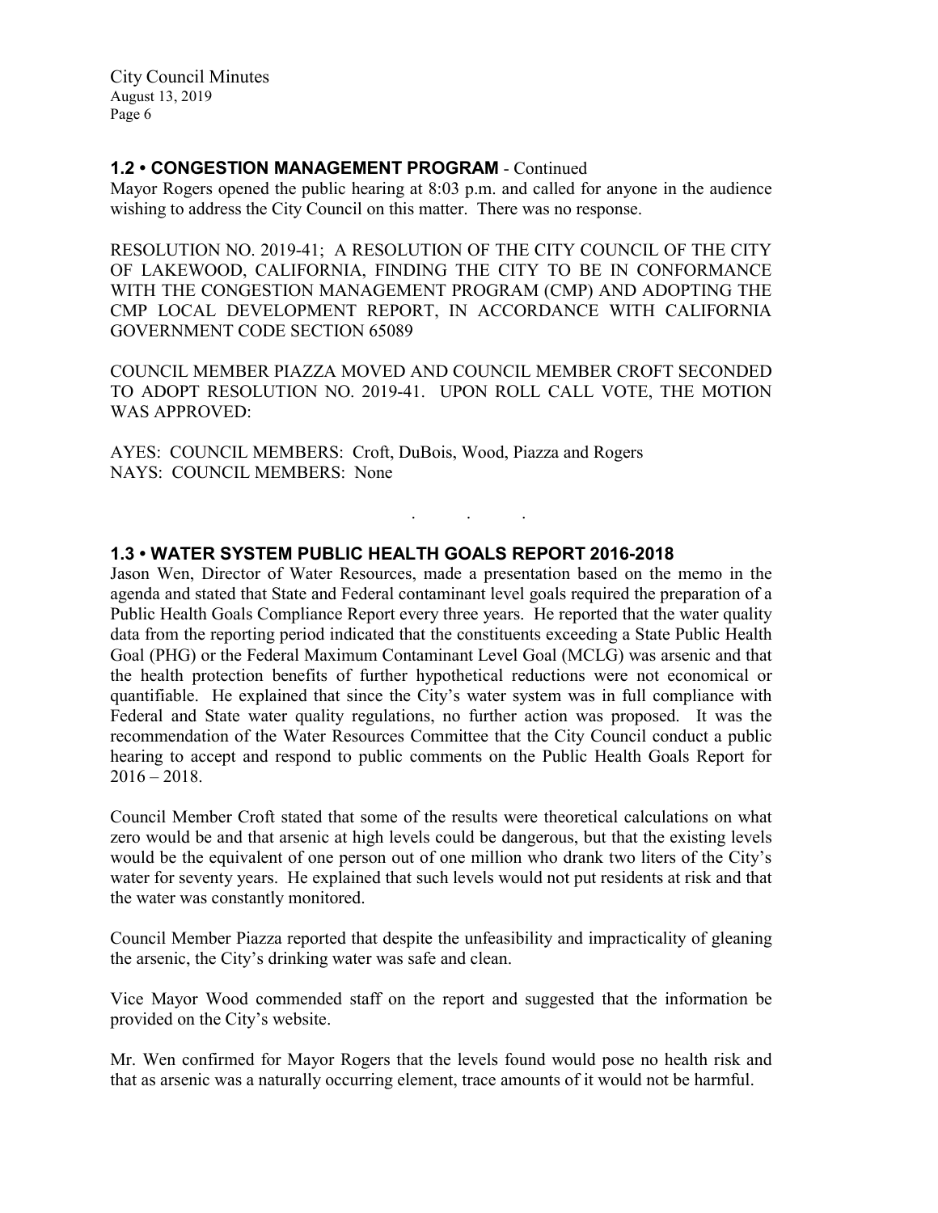### 1.2 • CONGESTION MANAGEMENT PROGRAM - Continued

Mayor Rogers opened the public hearing at 8:03 p.m. and called for anyone in the audience wishing to address the City Council on this matter. There was no response.

RESOLUTION NO. 2019-41; A RESOLUTION OF THE CITY COUNCIL OF THE CITY OF LAKEWOOD, CALIFORNIA, FINDING THE CITY TO BE IN CONFORMANCE WITH THE CONGESTION MANAGEMENT PROGRAM (CMP) AND ADOPTING THE CMP LOCAL DEVELOPMENT REPORT, IN ACCORDANCE WITH CALIFORNIA GOVERNMENT CODE SECTION 65089

COUNCIL MEMBER PIAZZA MOVED AND COUNCIL MEMBER CROFT SECONDED TO ADOPT RESOLUTION NO. 2019-41. UPON ROLL CALL VOTE, THE MOTION WAS APPROVED:

AYES: COUNCIL MEMBERS: Croft, DuBois, Wood, Piazza and Rogers
NAYS: COUNCIL MEMBERS: None

. . .

### 1.3 • WATER SYSTEM PUBLIC HEALTH GOALS REPORT 2016-2018

Jason Wen, Director of Water Resources, made a presentation based on the memo in the agenda and stated that State and Federal contaminant level goals required the preparation of a Public Health Goals Compliance Report every three years. He reported that the water quality data from the reporting period indicated that the constituents exceeding a State Public Health Goal (PHG) or the Federal Maximum Contaminant Level Goal (MCLG) was arsenic and that the health protection benefits of further hypothetical reductions were not economical or quantifiable. He explained that since the City's water system was in full compliance with Federal and State water quality regulations, no further action was proposed. It was the recommendation of the Water Resources Committee that the City Council conduct a public hearing to accept and respond to public comments on the Public Health Goals Report for 2016 – 2018.

Council Member Croft stated that some of the results were theoretical calculations on what zero would be and that arsenic at high levels could be dangerous, but that the existing levels would be the equivalent of one person out of one million who drank two liters of the City's water for seventy years. He explained that such levels would not put residents at risk and that the water was constantly monitored.

Council Member Piazza reported that despite the unfeasibility and impracticality of gleaning the arsenic, the City's drinking water was safe and clean.

Vice Mayor Wood commended staff on the report and suggested that the information be provided on the City's website.

Mr. Wen confirmed for Mayor Rogers that the levels found would pose no health risk and that as arsenic was a naturally occurring element, trace amounts of it would not be harmful.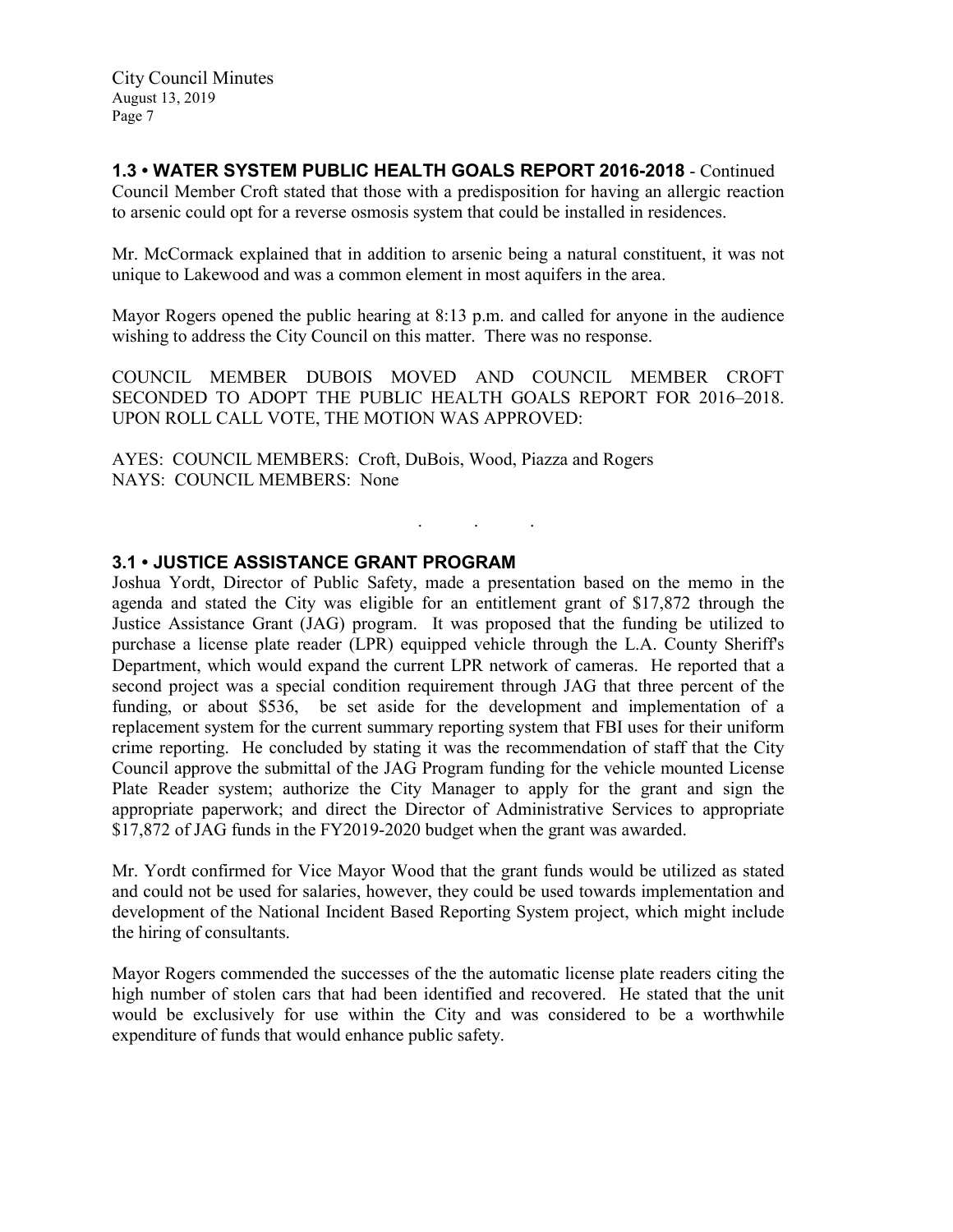### 1.3 • WATER SYSTEM PUBLIC HEALTH GOALS REPORT 2016-2018 - Continued

Council Member Croft stated that those with a predisposition for having an allergic reaction to arsenic could opt for a reverse osmosis system that could be installed in residences.

Mr. McCormack explained that in addition to arsenic being a natural constituent, it was not unique to Lakewood and was a common element in most aquifers in the area.

Mayor Rogers opened the public hearing at 8:13 p.m. and called for anyone in the audience wishing to address the City Council on this matter. There was no response.

COUNCIL MEMBER DUBOIS MOVED AND COUNCIL MEMBER CROFT SECONDED TO ADOPT THE PUBLIC HEALTH GOALS REPORT FOR 2016–2018. UPON ROLL CALL VOTE, THE MOTION WAS APPROVED:

AYES: COUNCIL MEMBERS: Croft, DuBois, Wood, Piazza and Rogers
NAYS: COUNCIL MEMBERS: None

. . .

### 3.1 • JUSTICE ASSISTANCE GRANT PROGRAM

Joshua Yordt, Director of Public Safety, made a presentation based on the memo in the agenda and stated the City was eligible for an entitlement grant of $17,872 through the Justice Assistance Grant (JAG) program. It was proposed that the funding be utilized to purchase a license plate reader (LPR) equipped vehicle through the L.A. County Sheriff's Department, which would expand the current LPR network of cameras. He reported that a second project was a special condition requirement through JAG that three percent of the funding, or about $536, be set aside for the development and implementation of a replacement system for the current summary reporting system that FBI uses for their uniform crime reporting. He concluded by stating it was the recommendation of staff that the City Council approve the submittal of the JAG Program funding for the vehicle mounted License Plate Reader system; authorize the City Manager to apply for the grant and sign the appropriate paperwork; and direct the Director of Administrative Services to appropriate $17,872 of JAG funds in the FY2019-2020 budget when the grant was awarded.

Mr. Yordt confirmed for Vice Mayor Wood that the grant funds would be utilized as stated and could not be used for salaries, however, they could be used towards implementation and development of the National Incident Based Reporting System project, which might include the hiring of consultants.

Mayor Rogers commended the successes of the the automatic license plate readers citing the high number of stolen cars that had been identified and recovered. He stated that the unit would be exclusively for use within the City and was considered to be a worthwhile expenditure of funds that would enhance public safety.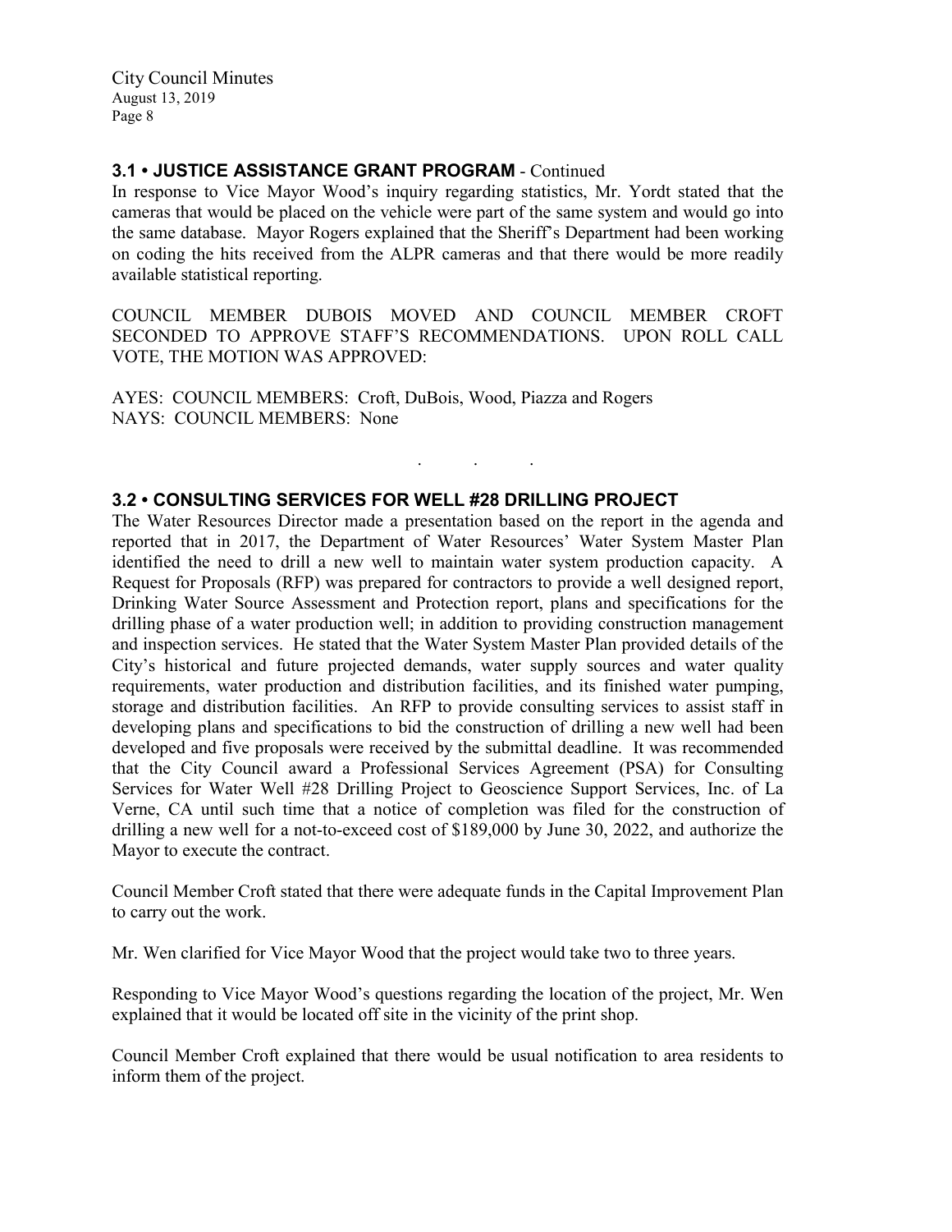**3.1 • JUSTICE ASSISTANCE GRANT PROGRAM** - Continued

In response to Vice Mayor Wood's inquiry regarding statistics, Mr. Yordt stated that the cameras that would be placed on the vehicle were part of the same system and would go into the same database. Mayor Rogers explained that the Sheriff's Department had been working on coding the hits received from the ALPR cameras and that there would be more readily available statistical reporting.

COUNCIL MEMBER DUBOIS MOVED AND COUNCIL MEMBER CROFT SECONDED TO APPROVE STAFF'S RECOMMENDATIONS. UPON ROLL CALL VOTE, THE MOTION WAS APPROVED:

AYES: COUNCIL MEMBERS: Croft, DuBois, Wood, Piazza and Rogers
NAYS: COUNCIL MEMBERS: None

. . .

**3.2 • CONSULTING SERVICES FOR WELL #28 DRILLING PROJECT**

The Water Resources Director made a presentation based on the report in the agenda and reported that in 2017, the Department of Water Resources' Water System Master Plan identified the need to drill a new well to maintain water system production capacity. A Request for Proposals (RFP) was prepared for contractors to provide a well designed report, Drinking Water Source Assessment and Protection report, plans and specifications for the drilling phase of a water production well; in addition to providing construction management and inspection services. He stated that the Water System Master Plan provided details of the City's historical and future projected demands, water supply sources and water quality requirements, water production and distribution facilities, and its finished water pumping, storage and distribution facilities. An RFP to provide consulting services to assist staff in developing plans and specifications to bid the construction of drilling a new well had been developed and five proposals were received by the submittal deadline. It was recommended that the City Council award a Professional Services Agreement (PSA) for Consulting Services for Water Well #28 Drilling Project to Geoscience Support Services, Inc. of La Verne, CA until such time that a notice of completion was filed for the construction of drilling a new well for a not-to-exceed cost of $189,000 by June 30, 2022, and authorize the Mayor to execute the contract.

Council Member Croft stated that there were adequate funds in the Capital Improvement Plan to carry out the work.

Mr. Wen clarified for Vice Mayor Wood that the project would take two to three years.

Responding to Vice Mayor Wood's questions regarding the location of the project, Mr. Wen explained that it would be located off site in the vicinity of the print shop.

Council Member Croft explained that there would be usual notification to area residents to inform them of the project.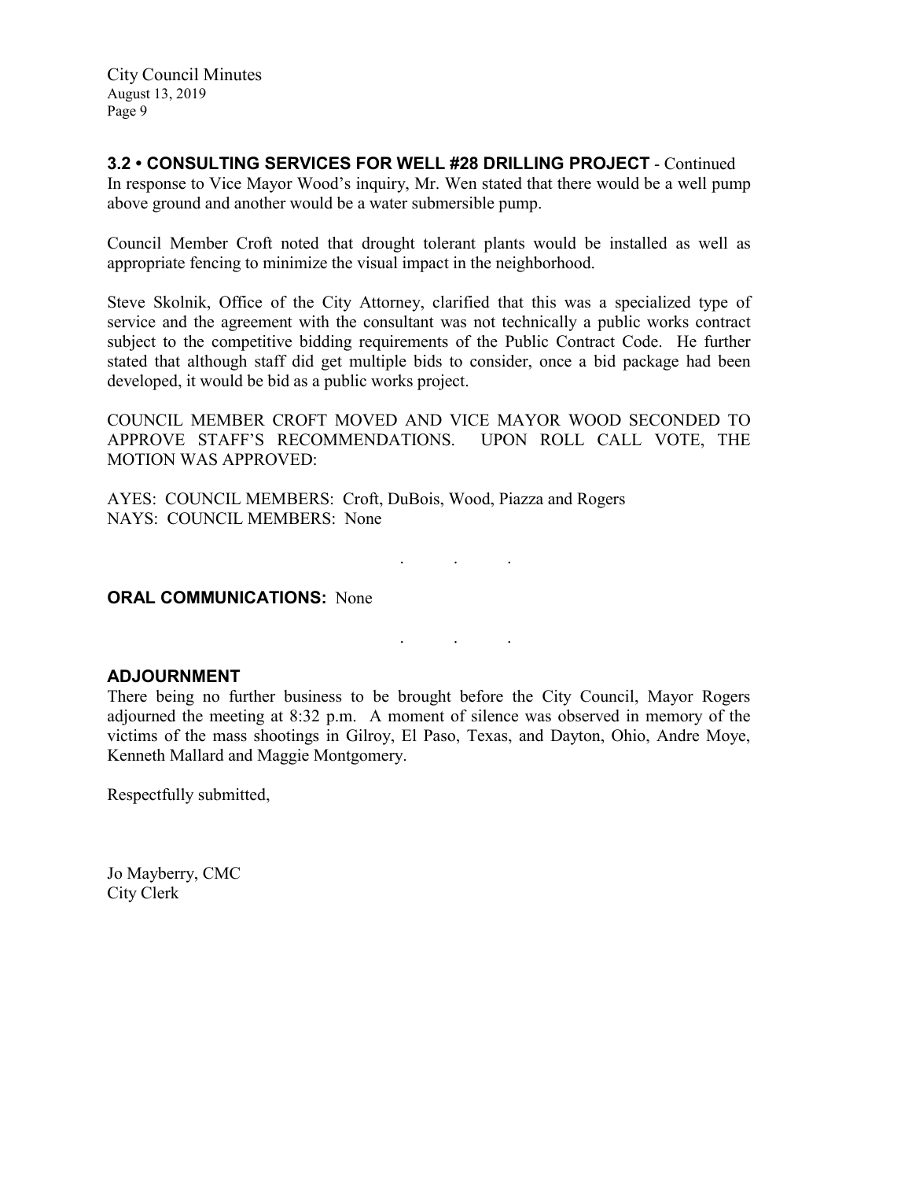### 3.2 • CONSULTING SERVICES FOR WELL #28 DRILLING PROJECT - Continued

In response to Vice Mayor Wood's inquiry, Mr. Wen stated that there would be a well pump above ground and another would be a water submersible pump.

Council Member Croft noted that drought tolerant plants would be installed as well as appropriate fencing to minimize the visual impact in the neighborhood.

Steve Skolnik, Office of the City Attorney, clarified that this was a specialized type of service and the agreement with the consultant was not technically a public works contract subject to the competitive bidding requirements of the Public Contract Code. He further stated that although staff did get multiple bids to consider, once a bid package had been developed, it would be bid as a public works project.

COUNCIL MEMBER CROFT MOVED AND VICE MAYOR WOOD SECONDED TO APPROVE STAFF'S RECOMMENDATIONS. UPON ROLL CALL VOTE, THE MOTION WAS APPROVED:

AYES: COUNCIL MEMBERS: Croft, DuBois, Wood, Piazza and Rogers
NAYS: COUNCIL MEMBERS: None

. . .

### ORAL COMMUNICATIONS: None

. . .

### ADJOURNMENT

There being no further business to be brought before the City Council, Mayor Rogers adjourned the meeting at 8:32 p.m. A moment of silence was observed in memory of the victims of the mass shootings in Gilroy, El Paso, Texas, and Dayton, Ohio, Andre Moye, Kenneth Mallard and Maggie Montgomery.

Respectfully submitted,

Jo Mayberry, CMC
City Clerk